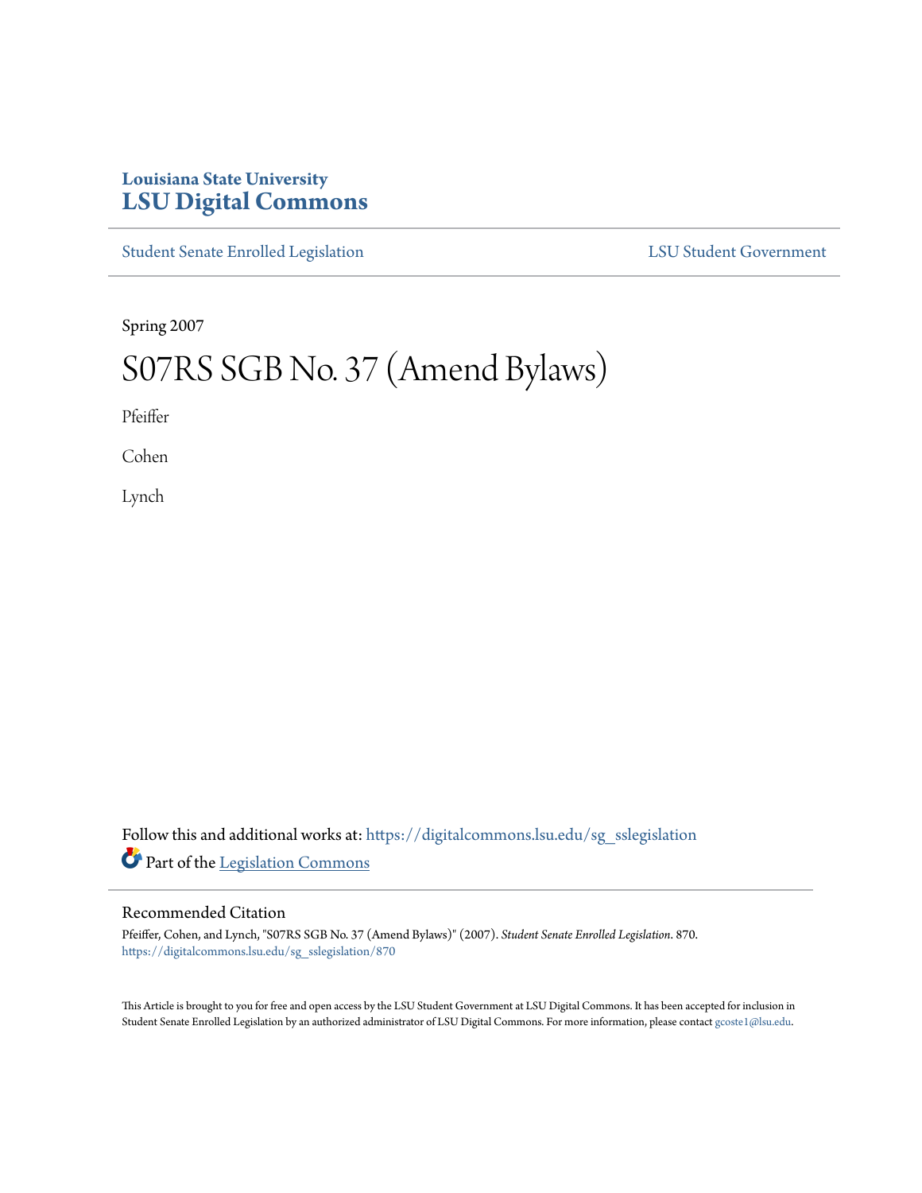Louisiana State University

# LSU Digital Commons

Student Senate Enrolled Legislation

LSU Student Government

Spring 2007

# S07RS SGB No. 37 (Amend Bylaws)

Pfeiffer

Cohen

Lynch

Follow this and additional works at: https://digitalcommons.lsu.edu/sg_sslegislation

Part of the Legislation Commons

## Recommended Citation

Pfeiffer, Cohen, and Lynch, "S07RS SGB No. 37 (Amend Bylaws)" (2007). *Student Senate Enrolled Legislation*. 870.
https://digitalcommons.lsu.edu/sg_sslegislation/870

This Article is brought to you for free and open access by the LSU Student Government at LSU Digital Commons. It has been accepted for inclusion in Student Senate Enrolled Legislation by an authorized administrator of LSU Digital Commons. For more information, please contact gcoste1@lsu.edu.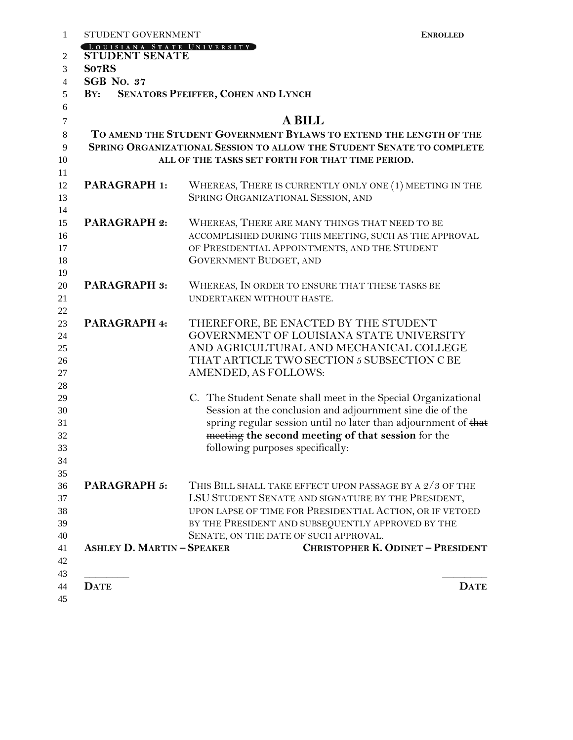STUDENT GOVERNMENT **ENROLLED**

LOUISIANA STATE UNIVERSITY

**STUDENT SENATE**

**S07RS**

**SGB NO. 37**

**BY: SENATORS PFEIFFER, COHEN AND LYNCH**

# A BILL

**TO AMEND THE STUDENT GOVERNMENT BYLAWS TO EXTEND THE LENGTH OF THE SPRING ORGANIZATIONAL SESSION TO ALLOW THE STUDENT SENATE TO COMPLETE ALL OF THE TASKS SET FORTH FOR THAT TIME PERIOD.**

**PARAGRAPH 1:** WHEREAS, THERE IS CURRENTLY ONLY ONE (1) MEETING IN THE SPRING ORGANIZATIONAL SESSION, AND

**PARAGRAPH 2:** WHEREAS, THERE ARE MANY THINGS THAT NEED TO BE ACCOMPLISHED DURING THIS MEETING, SUCH AS THE APPROVAL OF PRESIDENTIAL APPOINTMENTS, AND THE STUDENT GOVERNMENT BUDGET, AND

**PARAGRAPH 3:** WHEREAS, IN ORDER TO ENSURE THAT THESE TASKS BE UNDERTAKEN WITHOUT HASTE.

**PARAGRAPH 4:** THEREFORE, BE ENACTED BY THE STUDENT GOVERNMENT OF LOUISIANA STATE UNIVERSITY AND AGRICULTURAL AND MECHANICAL COLLEGE THAT ARTICLE TWO SECTION 5 SUBSECTION C BE AMENDED, AS FOLLOWS:

C. The Student Senate shall meet in the Special Organizational Session at the conclusion and adjournment sine die of the spring regular session until no later than adjournment of ~~that meeting~~ **the second meeting of that session** for the following purposes specifically:

**PARAGRAPH 5:** THIS BILL SHALL TAKE EFFECT UPON PASSAGE BY A 2/3 OF THE LSU STUDENT SENATE AND SIGNATURE BY THE PRESIDENT, UPON LAPSE OF TIME FOR PRESIDENTIAL ACTION, OR IF VETOED BY THE PRESIDENT AND SUBSEQUENTLY APPROVED BY THE SENATE, ON THE DATE OF SUCH APPROVAL.

**ASHLEY D. MARTIN – SPEAKER** **CHRISTOPHER K. ODINET – PRESIDENT**

________ ________

**DATE** **DATE**